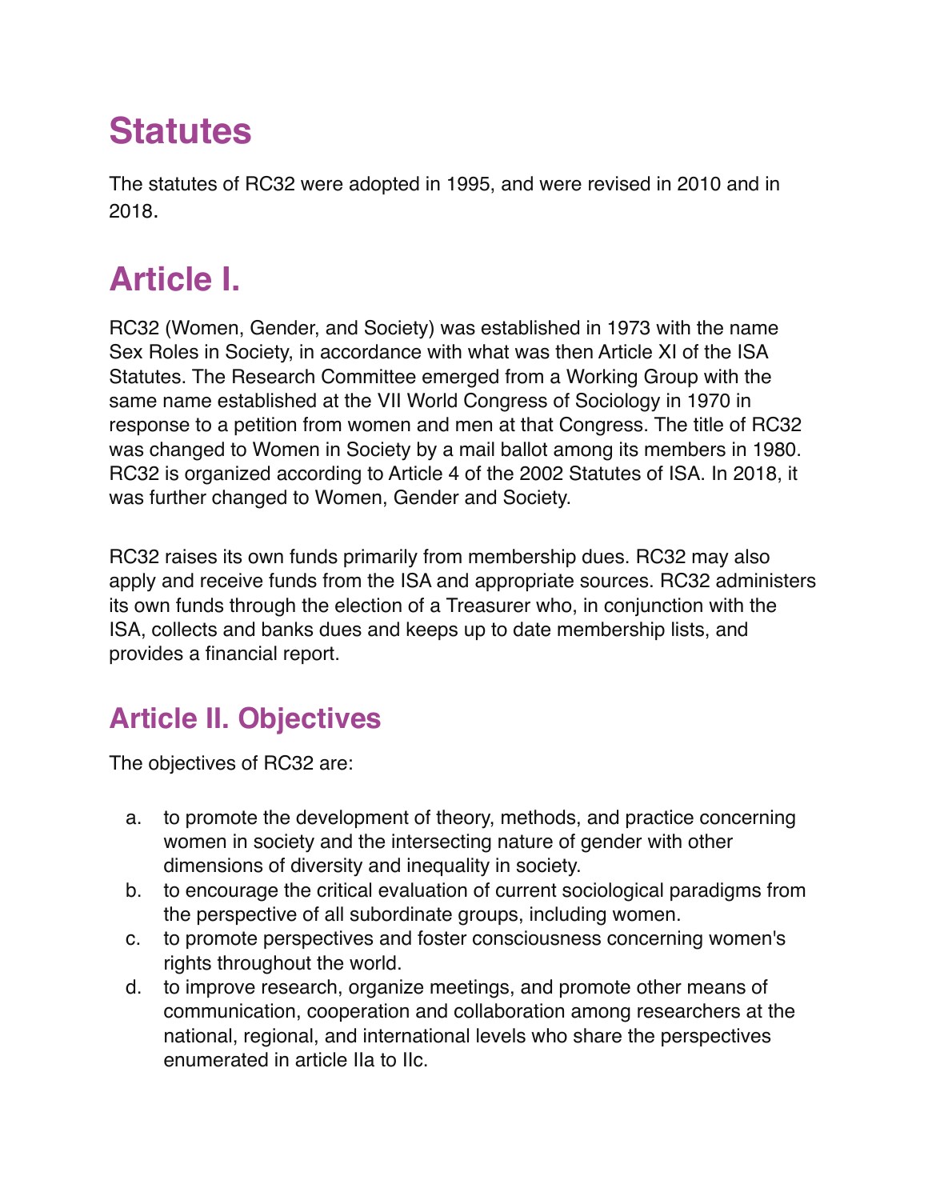# Statutes

The statutes of RC32 were adopted in 1995, and were revised in 2010 and in 2018.

# Article I.

RC32 (Women, Gender, and Society) was established in 1973 with the name Sex Roles in Society, in accordance with what was then Article XI of the ISA Statutes. The Research Committee emerged from a Working Group with the same name established at the VII World Congress of Sociology in 1970 in response to a petition from women and men at that Congress. The title of RC32 was changed to Women in Society by a mail ballot among its members in 1980. RC32 is organized according to Article 4 of the 2002 Statutes of ISA. In 2018, it was further changed to Women, Gender and Society.

RC32 raises its own funds primarily from membership dues. RC32 may also apply and receive funds from the ISA and appropriate sources. RC32 administers its own funds through the election of a Treasurer who, in conjunction with the ISA, collects and banks dues and keeps up to date membership lists, and provides a financial report.

## Article II. Objectives

The objectives of RC32 are:

a. to promote the development of theory, methods, and practice concerning women in society and the intersecting nature of gender with other dimensions of diversity and inequality in society.
b. to encourage the critical evaluation of current sociological paradigms from the perspective of all subordinate groups, including women.
c. to promote perspectives and foster consciousness concerning women's rights throughout the world.
d. to improve research, organize meetings, and promote other means of communication, cooperation and collaboration among researchers at the national, regional, and international levels who share the perspectives enumerated in article IIa to IIc.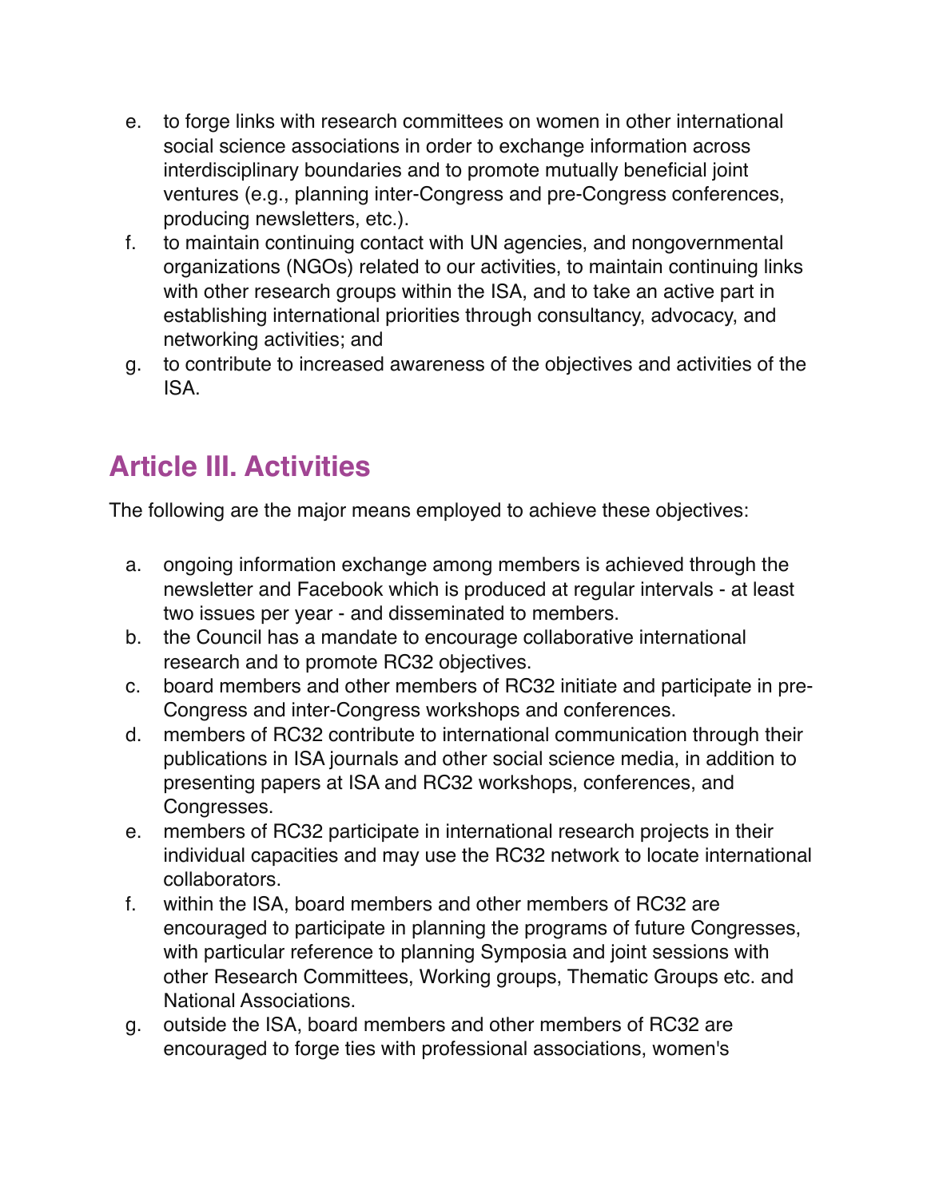e. to forge links with research committees on women in other international social science associations in order to exchange information across interdisciplinary boundaries and to promote mutually beneficial joint ventures (e.g., planning inter-Congress and pre-Congress conferences, producing newsletters, etc.).
f. to maintain continuing contact with UN agencies, and nongovernmental organizations (NGOs) related to our activities, to maintain continuing links with other research groups within the ISA, and to take an active part in establishing international priorities through consultancy, advocacy, and networking activities; and
g. to contribute to increased awareness of the objectives and activities of the ISA.

## Article III. Activities

The following are the major means employed to achieve these objectives:

a. ongoing information exchange among members is achieved through the newsletter and Facebook which is produced at regular intervals - at least two issues per year - and disseminated to members.
b. the Council has a mandate to encourage collaborative international research and to promote RC32 objectives.
c. board members and other members of RC32 initiate and participate in pre-Congress and inter-Congress workshops and conferences.
d. members of RC32 contribute to international communication through their publications in ISA journals and other social science media, in addition to presenting papers at ISA and RC32 workshops, conferences, and Congresses.
e. members of RC32 participate in international research projects in their individual capacities and may use the RC32 network to locate international collaborators.
f. within the ISA, board members and other members of RC32 are encouraged to participate in planning the programs of future Congresses, with particular reference to planning Symposia and joint sessions with other Research Committees, Working groups, Thematic Groups etc. and National Associations.
g. outside the ISA, board members and other members of RC32 are encouraged to forge ties with professional associations, women's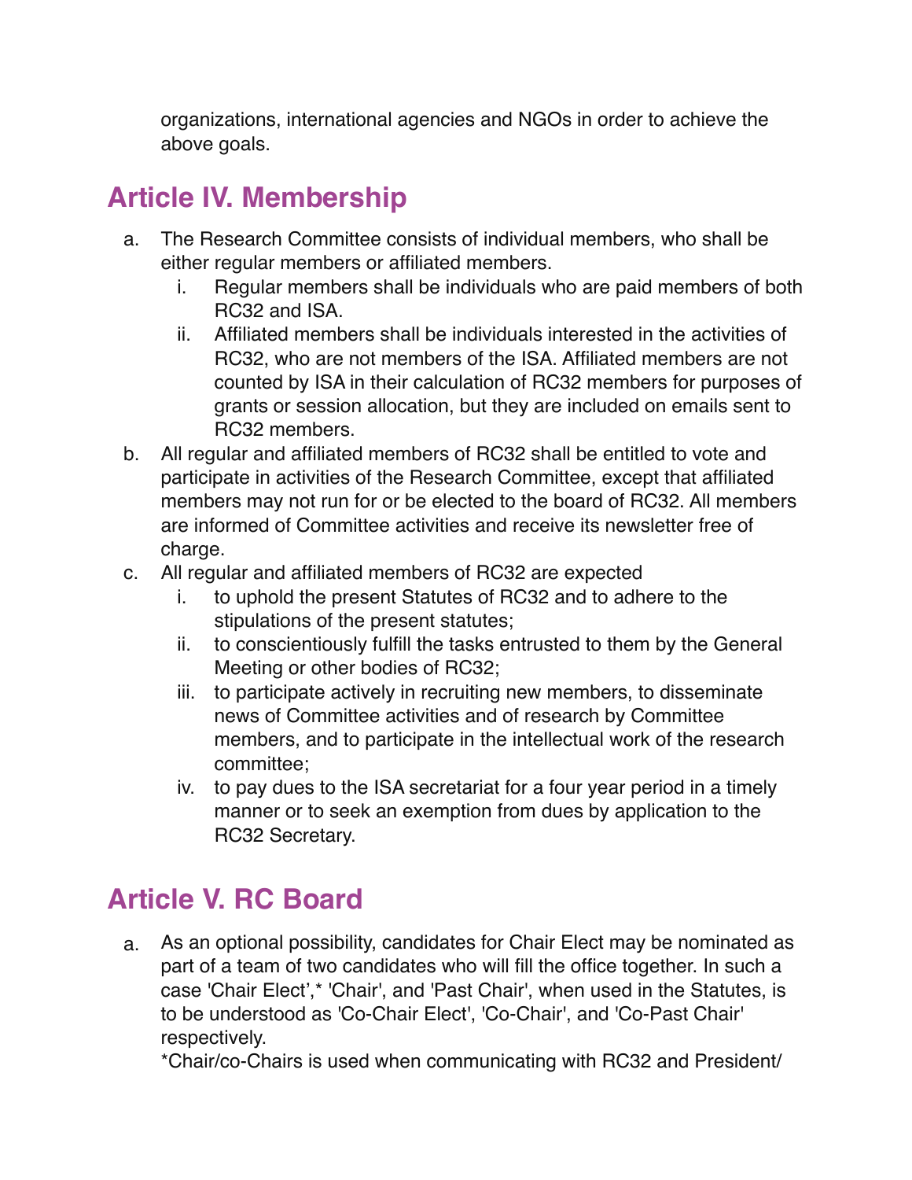organizations, international agencies and NGOs in order to achieve the above goals.

## Article IV. Membership

a. The Research Committee consists of individual members, who shall be either regular members or affiliated members.
    i. Regular members shall be individuals who are paid members of both RC32 and ISA.
    ii. Affiliated members shall be individuals interested in the activities of RC32, who are not members of the ISA. Affiliated members are not counted by ISA in their calculation of RC32 members for purposes of grants or session allocation, but they are included on emails sent to RC32 members.
b. All regular and affiliated members of RC32 shall be entitled to vote and participate in activities of the Research Committee, except that affiliated members may not run for or be elected to the board of RC32. All members are informed of Committee activities and receive its newsletter free of charge.
c. All regular and affiliated members of RC32 are expected
    i. to uphold the present Statutes of RC32 and to adhere to the stipulations of the present statutes;
    ii. to conscientiously fulfill the tasks entrusted to them by the General Meeting or other bodies of RC32;
    iii. to participate actively in recruiting new members, to disseminate news of Committee activities and of research by Committee members, and to participate in the intellectual work of the research committee;
    iv. to pay dues to the ISA secretariat for a four year period in a timely manner or to seek an exemption from dues by application to the RC32 Secretary.

## Article V. RC Board

a. As an optional possibility, candidates for Chair Elect may be nominated as part of a team of two candidates who will fill the office together. In such a case 'Chair Elect',* 'Chair', and 'Past Chair', when used in the Statutes, is to be understood as 'Co-Chair Elect', 'Co-Chair', and 'Co-Past Chair' respectively.
   *Chair/co-Chairs is used when communicating with RC32 and President/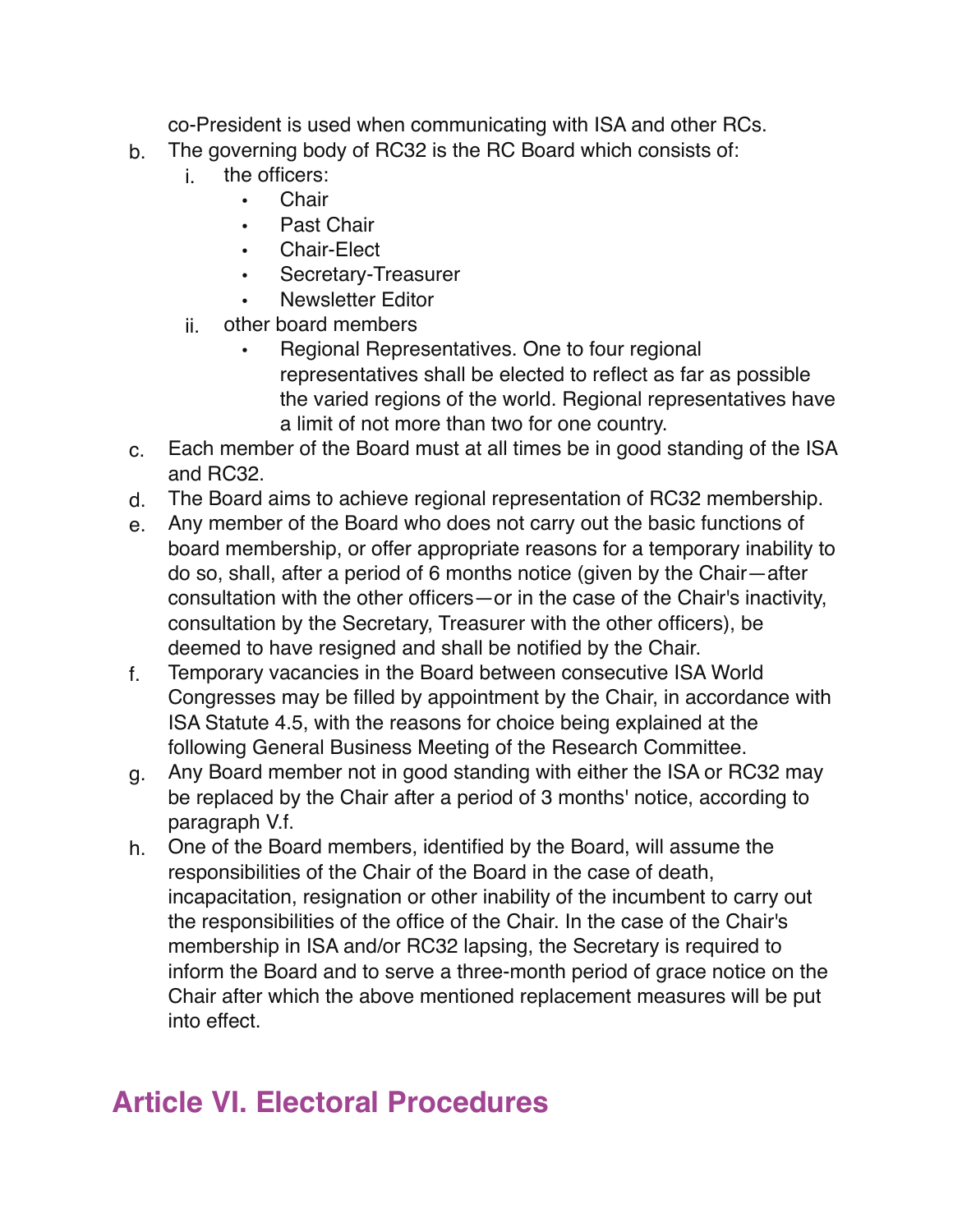co-President is used when communicating with ISA and other RCs.

b. The governing body of RC32 is the RC Board which consists of:
   i. the officers:
      - Chair
      - Past Chair
      - Chair-Elect
      - Secretary-Treasurer
      - Newsletter Editor
   ii. other board members
      - Regional Representatives. One to four regional representatives shall be elected to reflect as far as possible the varied regions of the world. Regional representatives have a limit of not more than two for one country.

c. Each member of the Board must at all times be in good standing of the ISA and RC32.

d. The Board aims to achieve regional representation of RC32 membership.

e. Any member of the Board who does not carry out the basic functions of board membership, or offer appropriate reasons for a temporary inability to do so, shall, after a period of 6 months notice (given by the Chair—after consultation with the other officers—or in the case of the Chair's inactivity, consultation by the Secretary, Treasurer with the other officers), be deemed to have resigned and shall be notified by the Chair.

f. Temporary vacancies in the Board between consecutive ISA World Congresses may be filled by appointment by the Chair, in accordance with ISA Statute 4.5, with the reasons for choice being explained at the following General Business Meeting of the Research Committee.

g. Any Board member not in good standing with either the ISA or RC32 may be replaced by the Chair after a period of 3 months' notice, according to paragraph V.f.

h. One of the Board members, identified by the Board, will assume the responsibilities of the Chair of the Board in the case of death, incapacitation, resignation or other inability of the incumbent to carry out the responsibilities of the office of the Chair. In the case of the Chair's membership in ISA and/or RC32 lapsing, the Secretary is required to inform the Board and to serve a three-month period of grace notice on the Chair after which the above mentioned replacement measures will be put into effect.

## Article VI. Electoral Procedures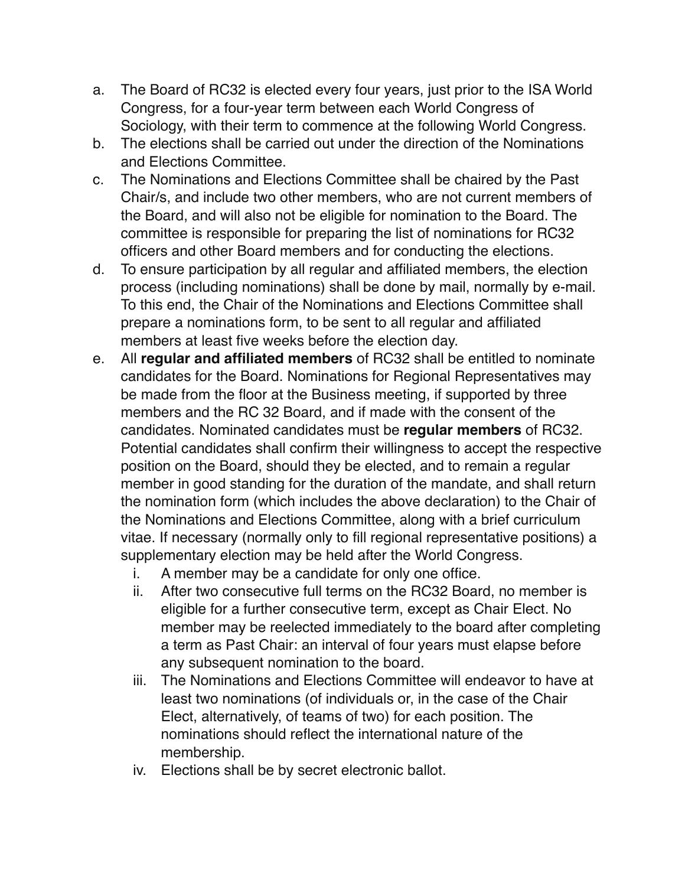a. The Board of RC32 is elected every four years, just prior to the ISA World Congress, for a four-year term between each World Congress of Sociology, with their term to commence at the following World Congress.
b. The elections shall be carried out under the direction of the Nominations and Elections Committee.
c. The Nominations and Elections Committee shall be chaired by the Past Chair/s, and include two other members, who are not current members of the Board, and will also not be eligible for nomination to the Board. The committee is responsible for preparing the list of nominations for RC32 officers and other Board members and for conducting the elections.
d. To ensure participation by all regular and affiliated members, the election process (including nominations) shall be done by mail, normally by e-mail. To this end, the Chair of the Nominations and Elections Committee shall prepare a nominations form, to be sent to all regular and affiliated members at least five weeks before the election day.
e. All **regular and affiliated members** of RC32 shall be entitled to nominate candidates for the Board. Nominations for Regional Representatives may be made from the floor at the Business meeting, if supported by three members and the RC 32 Board, and if made with the consent of the candidates. Nominated candidates must be **regular members** of RC32. Potential candidates shall confirm their willingness to accept the respective position on the Board, should they be elected, and to remain a regular member in good standing for the duration of the mandate, and shall return the nomination form (which includes the above declaration) to the Chair of the Nominations and Elections Committee, along with a brief curriculum vitae. If necessary (normally only to fill regional representative positions) a supplementary election may be held after the World Congress.
    i. A member may be a candidate for only one office.
    ii. After two consecutive full terms on the RC32 Board, no member is eligible for a further consecutive term, except as Chair Elect. No member may be reelected immediately to the board after completing a term as Past Chair: an interval of four years must elapse before any subsequent nomination to the board.
    iii. The Nominations and Elections Committee will endeavor to have at least two nominations (of individuals or, in the case of the Chair Elect, alternatively, of teams of two) for each position. The nominations should reflect the international nature of the membership.
    iv. Elections shall be by secret electronic ballot.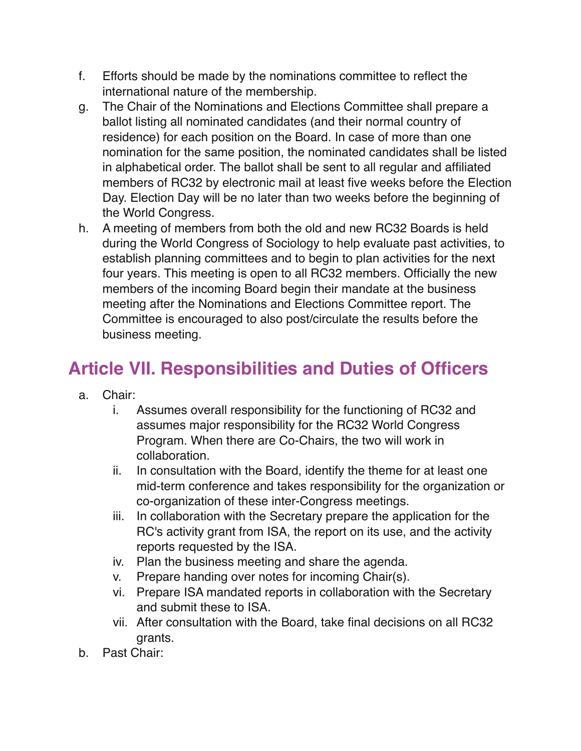f. Efforts should be made by the nominations committee to reflect the international nature of the membership.
g. The Chair of the Nominations and Elections Committee shall prepare a ballot listing all nominated candidates (and their normal country of residence) for each position on the Board. In case of more than one nomination for the same position, the nominated candidates shall be listed in alphabetical order. The ballot shall be sent to all regular and affiliated members of RC32 by electronic mail at least five weeks before the Election Day. Election Day will be no later than two weeks before the beginning of the World Congress.
h. A meeting of members from both the old and new RC32 Boards is held during the World Congress of Sociology to help evaluate past activities, to establish planning committees and to begin to plan activities for the next four years. This meeting is open to all RC32 members. Officially the new members of the incoming Board begin their mandate at the business meeting after the Nominations and Elections Committee report. The Committee is encouraged to also post/circulate the results before the business meeting.

## Article VII. Responsibilities and Duties of Officers

a. Chair:
   i. Assumes overall responsibility for the functioning of RC32 and assumes major responsibility for the RC32 World Congress Program. When there are Co-Chairs, the two will work in collaboration.
   ii. In consultation with the Board, identify the theme for at least one mid-term conference and takes responsibility for the organization or co-organization of these inter-Congress meetings.
   iii. In collaboration with the Secretary prepare the application for the RC's activity grant from ISA, the report on its use, and the activity reports requested by the ISA.
   iv. Plan the business meeting and share the agenda.
   v. Prepare handing over notes for incoming Chair(s).
   vi. Prepare ISA mandated reports in collaboration with the Secretary and submit these to ISA.
   vii. After consultation with the Board, take final decisions on all RC32 grants.
b. Past Chair: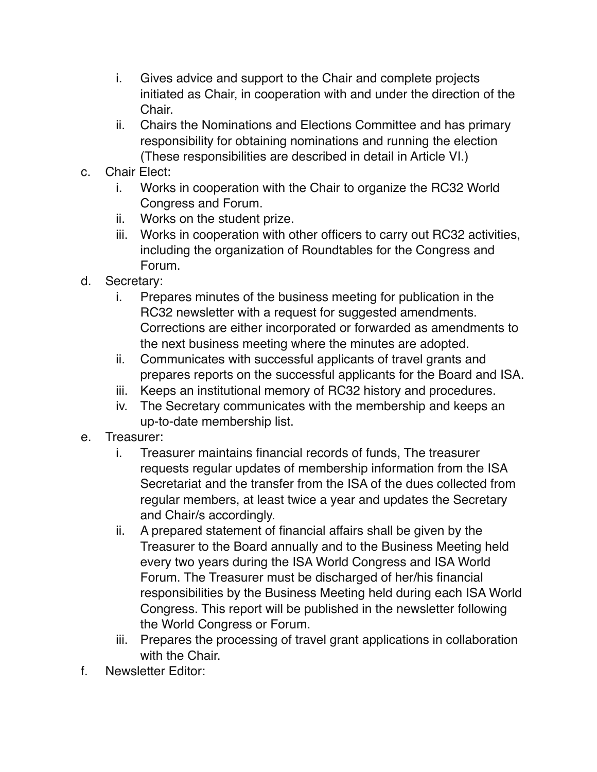i. Gives advice and support to the Chair and complete projects initiated as Chair, in cooperation with and under the direction of the Chair.
   ii. Chairs the Nominations and Elections Committee and has primary responsibility for obtaining nominations and running the election (These responsibilities are described in detail in Article VI.)

c. Chair Elect:
   i. Works in cooperation with the Chair to organize the RC32 World Congress and Forum.
   ii. Works on the student prize.
   iii. Works in cooperation with other officers to carry out RC32 activities, including the organization of Roundtables for the Congress and Forum.

d. Secretary:
   i. Prepares minutes of the business meeting for publication in the RC32 newsletter with a request for suggested amendments. Corrections are either incorporated or forwarded as amendments to the next business meeting where the minutes are adopted.
   ii. Communicates with successful applicants of travel grants and prepares reports on the successful applicants for the Board and ISA.
   iii. Keeps an institutional memory of RC32 history and procedures.
   iv. The Secretary communicates with the membership and keeps an up-to-date membership list.

e. Treasurer:
   i. Treasurer maintains financial records of funds, The treasurer requests regular updates of membership information from the ISA Secretariat and the transfer from the ISA of the dues collected from regular members, at least twice a year and updates the Secretary and Chair/s accordingly.
   ii. A prepared statement of financial affairs shall be given by the Treasurer to the Board annually and to the Business Meeting held every two years during the ISA World Congress and ISA World Forum. The Treasurer must be discharged of her/his financial responsibilities by the Business Meeting held during each ISA World Congress. This report will be published in the newsletter following the World Congress or Forum.
   iii. Prepares the processing of travel grant applications in collaboration with the Chair.

f. Newsletter Editor: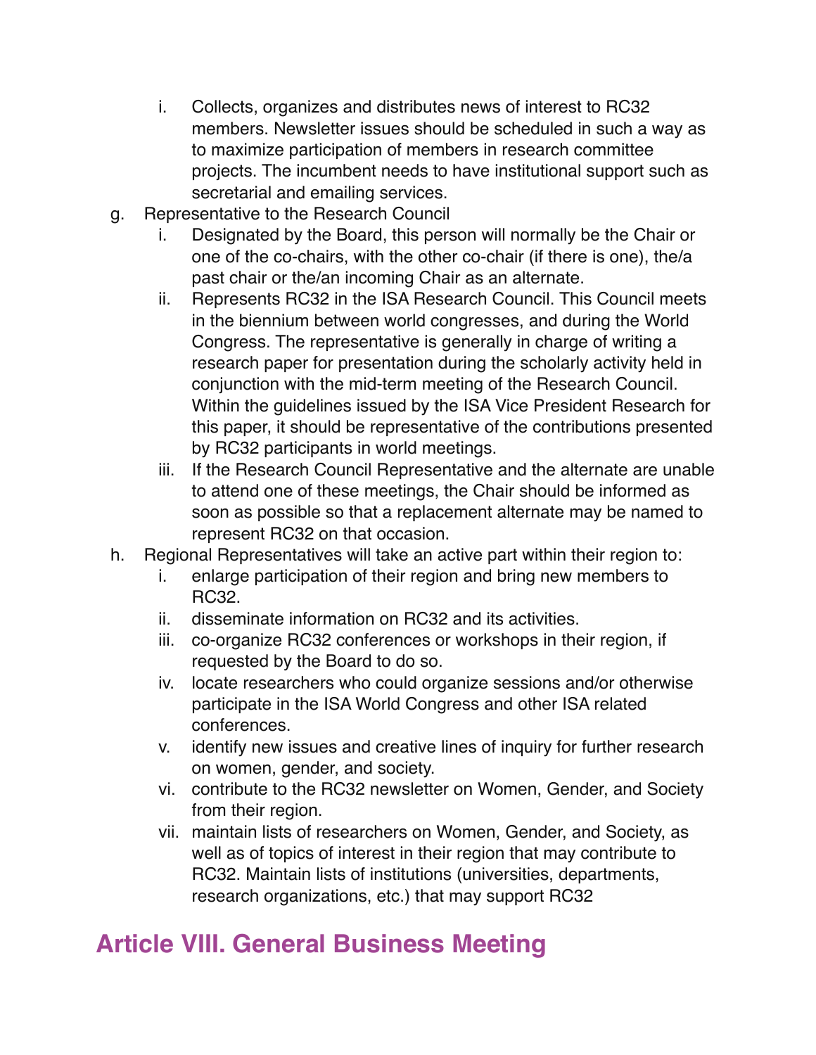i. Collects, organizes and distributes news of interest to RC32 members. Newsletter issues should be scheduled in such a way as to maximize participation of members in research committee projects. The incumbent needs to have institutional support such as secretarial and emailing services.

g. Representative to the Research Council
   i. Designated by the Board, this person will normally be the Chair or one of the co-chairs, with the other co-chair (if there is one), the/a past chair or the/an incoming Chair as an alternate.
   ii. Represents RC32 in the ISA Research Council. This Council meets in the biennium between world congresses, and during the World Congress. The representative is generally in charge of writing a research paper for presentation during the scholarly activity held in conjunction with the mid-term meeting of the Research Council. Within the guidelines issued by the ISA Vice President Research for this paper, it should be representative of the contributions presented by RC32 participants in world meetings.
   iii. If the Research Council Representative and the alternate are unable to attend one of these meetings, the Chair should be informed as soon as possible so that a replacement alternate may be named to represent RC32 on that occasion.

h. Regional Representatives will take an active part within their region to:
   i. enlarge participation of their region and bring new members to RC32.
   ii. disseminate information on RC32 and its activities.
   iii. co-organize RC32 conferences or workshops in their region, if requested by the Board to do so.
   iv. locate researchers who could organize sessions and/or otherwise participate in the ISA World Congress and other ISA related conferences.
   v. identify new issues and creative lines of inquiry for further research on women, gender, and society.
   vi. contribute to the RC32 newsletter on Women, Gender, and Society from their region.
   vii. maintain lists of researchers on Women, Gender, and Society, as well as of topics of interest in their region that may contribute to RC32. Maintain lists of institutions (universities, departments, research organizations, etc.) that may support RC32

## Article VIII. General Business Meeting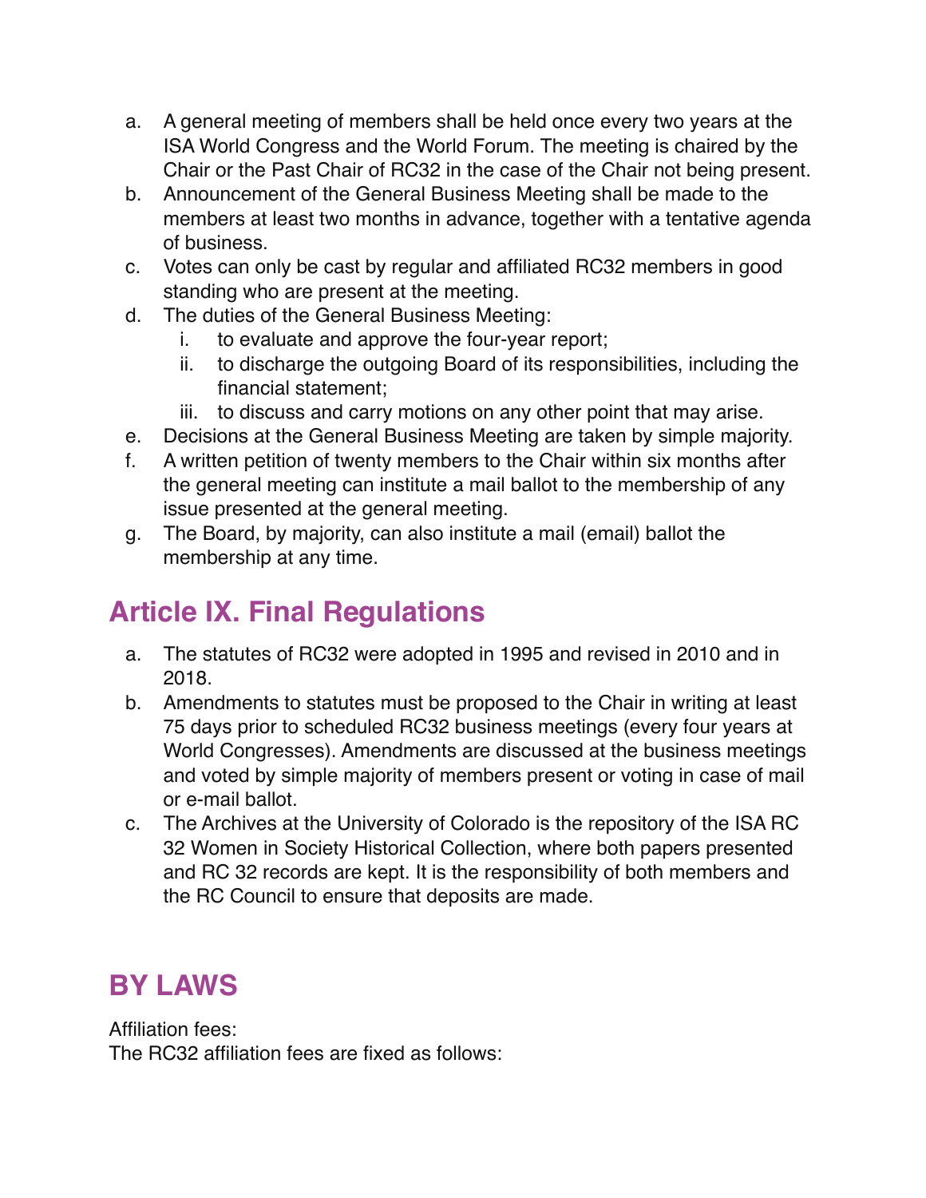a. A general meeting of members shall be held once every two years at the ISA World Congress and the World Forum. The meeting is chaired by the Chair or the Past Chair of RC32 in the case of the Chair not being present.
b. Announcement of the General Business Meeting shall be made to the members at least two months in advance, together with a tentative agenda of business.
c. Votes can only be cast by regular and affiliated RC32 members in good standing who are present at the meeting.
d. The duties of the General Business Meeting:
   i. to evaluate and approve the four-year report;
   ii. to discharge the outgoing Board of its responsibilities, including the financial statement;
   iii. to discuss and carry motions on any other point that may arise.
e. Decisions at the General Business Meeting are taken by simple majority.
f. A written petition of twenty members to the Chair within six months after the general meeting can institute a mail ballot to the membership of any issue presented at the general meeting.
g. The Board, by majority, can also institute a mail (email) ballot the membership at any time.

## Article IX. Final Regulations

a. The statutes of RC32 were adopted in 1995 and revised in 2010 and in 2018.
b. Amendments to statutes must be proposed to the Chair in writing at least 75 days prior to scheduled RC32 business meetings (every four years at World Congresses). Amendments are discussed at the business meetings and voted by simple majority of members present or voting in case of mail or e-mail ballot.
c. The Archives at the University of Colorado is the repository of the ISA RC 32 Women in Society Historical Collection, where both papers presented and RC 32 records are kept. It is the responsibility of both members and the RC Council to ensure that deposits are made.

## BY LAWS

Affiliation fees:
The RC32 affiliation fees are fixed as follows: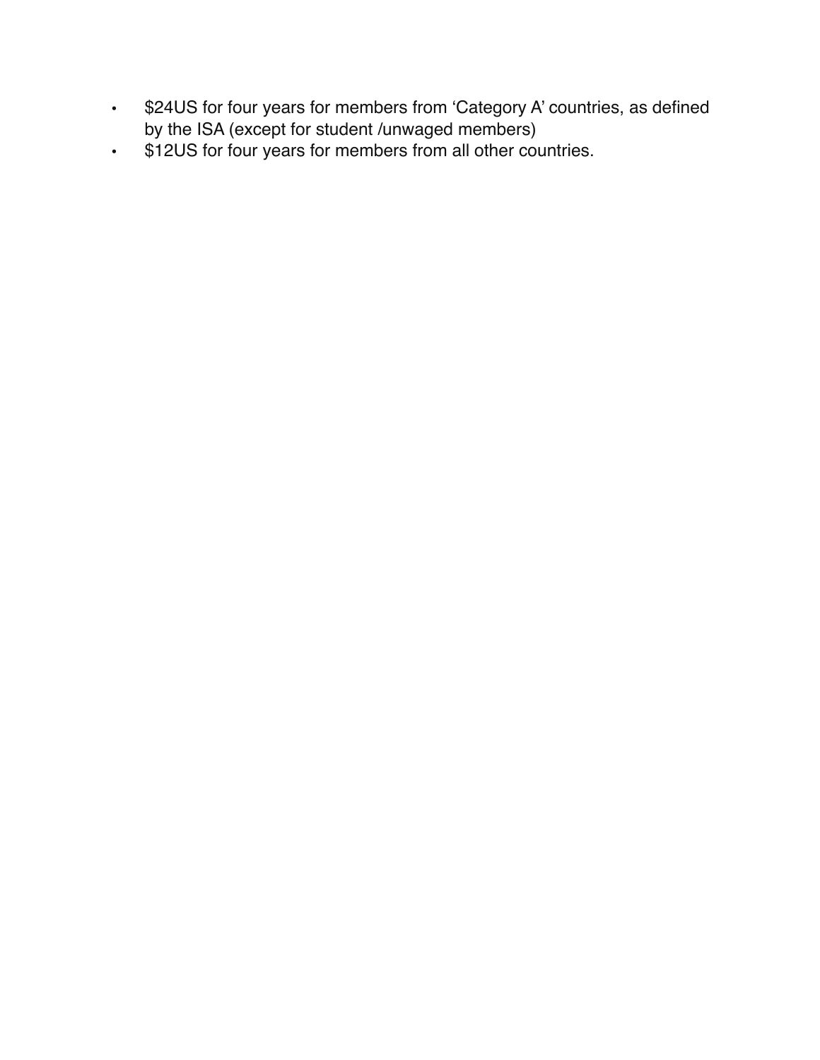- $24US for four years for members from 'Category A' countries, as defined by the ISA (except for student /unwaged members)
- $12US for four years for members from all other countries.